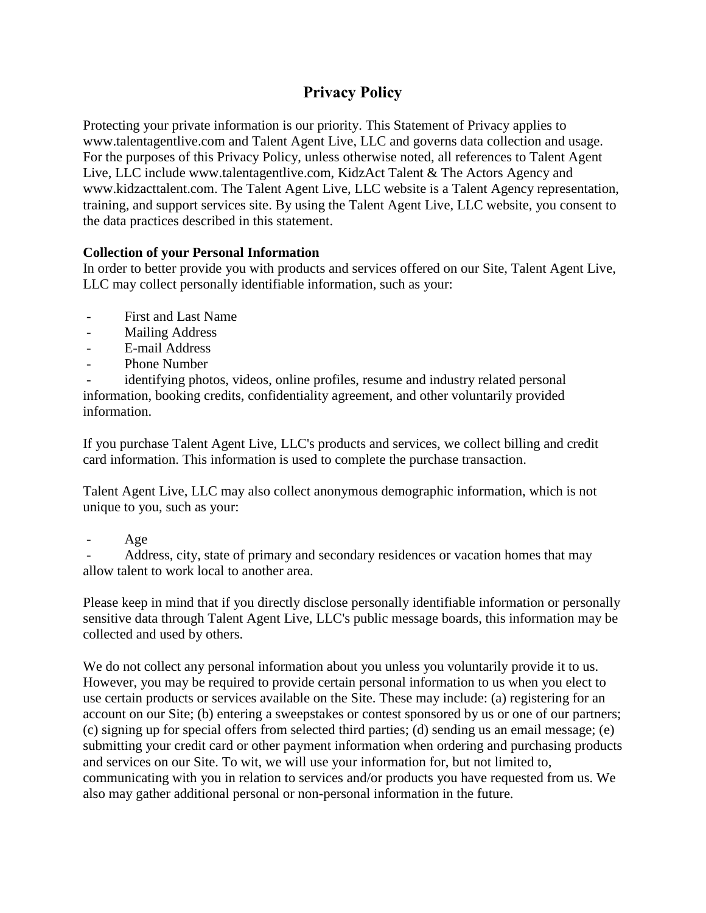# Privacy Policy

Protecting your private information is our priority. This Statement of Privacy applies to www.talentagentlive.com and Talent Agent Live, LLC and governs data collection and usage. For the purposes of this Privacy Policy, unless otherwise noted, all references to Talent Agent Live, LLC include www.talentagentlive.com, KidzAct Talent & The Actors Agency and www.kidzacttalent.com. The Talent Agent Live, LLC website is a Talent Agency representation, training, and support services site. By using the Talent Agent Live, LLC website, you consent to the data practices described in this statement.

**Collection of your Personal Information**

In order to better provide you with products and services offered on our Site, Talent Agent Live, LLC may collect personally identifiable information, such as your:

- First and Last Name
- Mailing Address
- E-mail Address
- Phone Number
- identifying photos, videos, online profiles, resume and industry related personal information, booking credits, confidentiality agreement, and other voluntarily provided information.

If you purchase Talent Agent Live, LLC's products and services, we collect billing and credit card information. This information is used to complete the purchase transaction.

Talent Agent Live, LLC may also collect anonymous demographic information, which is not unique to you, such as your:

- Age
- Address, city, state of primary and secondary residences or vacation homes that may allow talent to work local to another area.

Please keep in mind that if you directly disclose personally identifiable information or personally sensitive data through Talent Agent Live, LLC's public message boards, this information may be collected and used by others.

We do not collect any personal information about you unless you voluntarily provide it to us. However, you may be required to provide certain personal information to us when you elect to use certain products or services available on the Site. These may include: (a) registering for an account on our Site; (b) entering a sweepstakes or contest sponsored by us or one of our partners; (c) signing up for special offers from selected third parties; (d) sending us an email message; (e) submitting your credit card or other payment information when ordering and purchasing products and services on our Site. To wit, we will use your information for, but not limited to, communicating with you in relation to services and/or products you have requested from us. We also may gather additional personal or non-personal information in the future.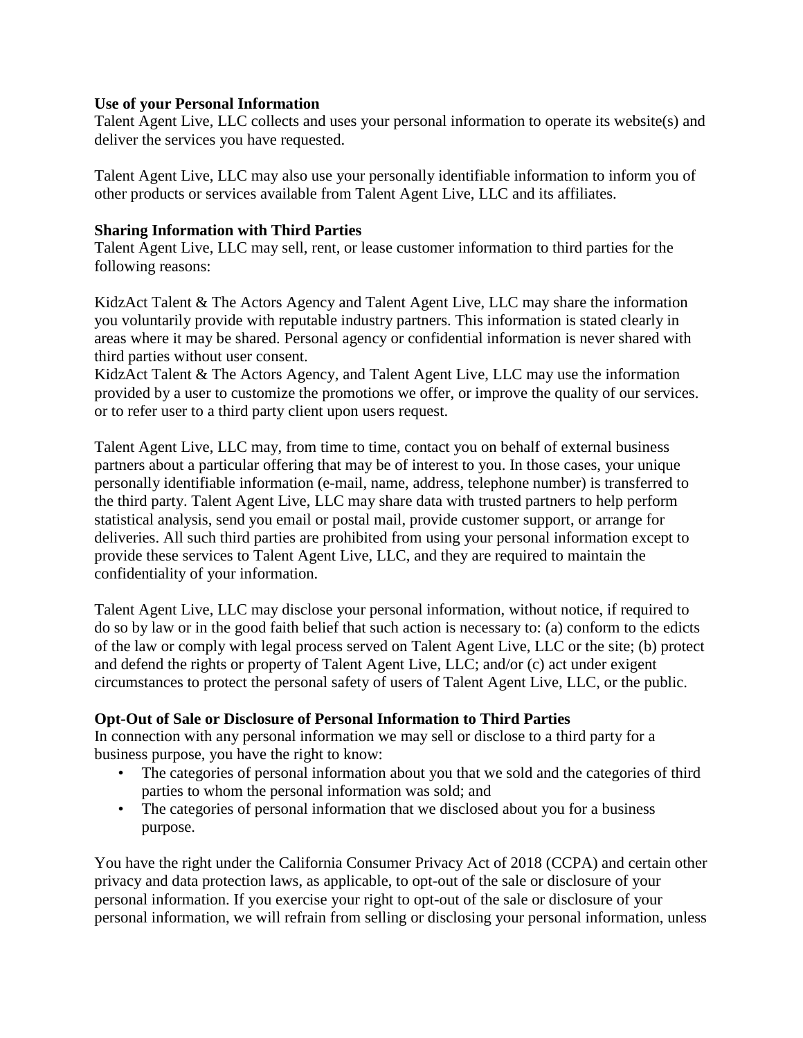**Use of your Personal Information**
Talent Agent Live, LLC collects and uses your personal information to operate its website(s) and deliver the services you have requested.

Talent Agent Live, LLC may also use your personally identifiable information to inform you of other products or services available from Talent Agent Live, LLC and its affiliates.

**Sharing Information with Third Parties**
Talent Agent Live, LLC may sell, rent, or lease customer information to third parties for the following reasons:

KidzAct Talent & The Actors Agency and Talent Agent Live, LLC may share the information you voluntarily provide with reputable industry partners. This information is stated clearly in areas where it may be shared. Personal agency or confidential information is never shared with third parties without user consent.
KidzAct Talent & The Actors Agency, and Talent Agent Live, LLC may use the information provided by a user to customize the promotions we offer, or improve the quality of our services. or to refer user to a third party client upon users request.

Talent Agent Live, LLC may, from time to time, contact you on behalf of external business partners about a particular offering that may be of interest to you. In those cases, your unique personally identifiable information (e-mail, name, address, telephone number) is transferred to the third party. Talent Agent Live, LLC may share data with trusted partners to help perform statistical analysis, send you email or postal mail, provide customer support, or arrange for deliveries. All such third parties are prohibited from using your personal information except to provide these services to Talent Agent Live, LLC, and they are required to maintain the confidentiality of your information.

Talent Agent Live, LLC may disclose your personal information, without notice, if required to do so by law or in the good faith belief that such action is necessary to: (a) conform to the edicts of the law or comply with legal process served on Talent Agent Live, LLC or the site; (b) protect and defend the rights or property of Talent Agent Live, LLC; and/or (c) act under exigent circumstances to protect the personal safety of users of Talent Agent Live, LLC, or the public.

**Opt-Out of Sale or Disclosure of Personal Information to Third Parties**
In connection with any personal information we may sell or disclose to a third party for a business purpose, you have the right to know:

- The categories of personal information about you that we sold and the categories of third parties to whom the personal information was sold; and
- The categories of personal information that we disclosed about you for a business purpose.

You have the right under the California Consumer Privacy Act of 2018 (CCPA) and certain other privacy and data protection laws, as applicable, to opt-out of the sale or disclosure of your personal information. If you exercise your right to opt-out of the sale or disclosure of your personal information, we will refrain from selling or disclosing your personal information, unless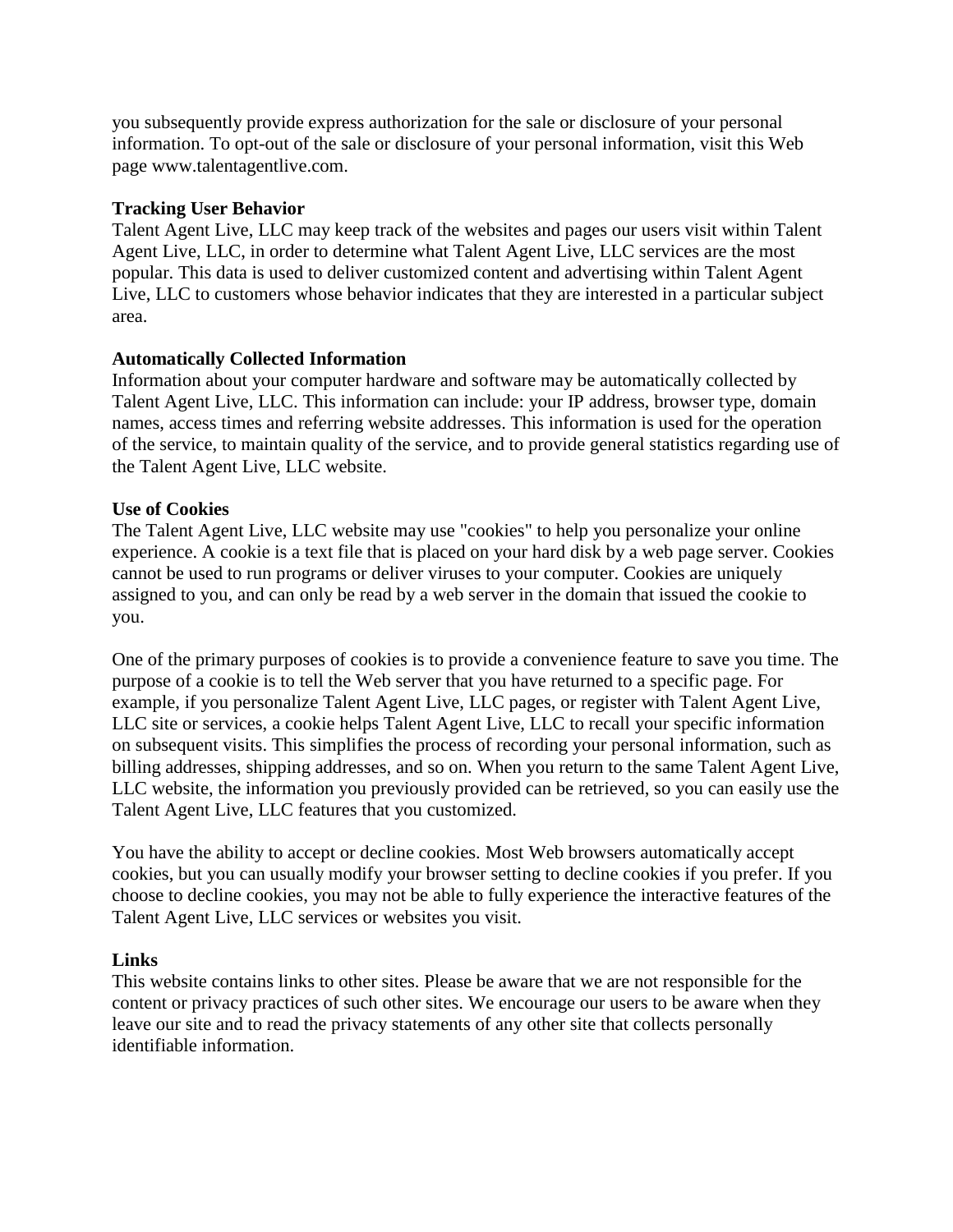you subsequently provide express authorization for the sale or disclosure of your personal information. To opt-out of the sale or disclosure of your personal information, visit this Web page www.talentagentlive.com.

**Tracking User Behavior**

Talent Agent Live, LLC may keep track of the websites and pages our users visit within Talent Agent Live, LLC, in order to determine what Talent Agent Live, LLC services are the most popular. This data is used to deliver customized content and advertising within Talent Agent Live, LLC to customers whose behavior indicates that they are interested in a particular subject area.

**Automatically Collected Information**

Information about your computer hardware and software may be automatically collected by Talent Agent Live, LLC. This information can include: your IP address, browser type, domain names, access times and referring website addresses. This information is used for the operation of the service, to maintain quality of the service, and to provide general statistics regarding use of the Talent Agent Live, LLC website.

**Use of Cookies**

The Talent Agent Live, LLC website may use "cookies" to help you personalize your online experience. A cookie is a text file that is placed on your hard disk by a web page server. Cookies cannot be used to run programs or deliver viruses to your computer. Cookies are uniquely assigned to you, and can only be read by a web server in the domain that issued the cookie to you.

One of the primary purposes of cookies is to provide a convenience feature to save you time. The purpose of a cookie is to tell the Web server that you have returned to a specific page. For example, if you personalize Talent Agent Live, LLC pages, or register with Talent Agent Live, LLC site or services, a cookie helps Talent Agent Live, LLC to recall your specific information on subsequent visits. This simplifies the process of recording your personal information, such as billing addresses, shipping addresses, and so on. When you return to the same Talent Agent Live, LLC website, the information you previously provided can be retrieved, so you can easily use the Talent Agent Live, LLC features that you customized.

You have the ability to accept or decline cookies. Most Web browsers automatically accept cookies, but you can usually modify your browser setting to decline cookies if you prefer. If you choose to decline cookies, you may not be able to fully experience the interactive features of the Talent Agent Live, LLC services or websites you visit.

**Links**

This website contains links to other sites. Please be aware that we are not responsible for the content or privacy practices of such other sites. We encourage our users to be aware when they leave our site and to read the privacy statements of any other site that collects personally identifiable information.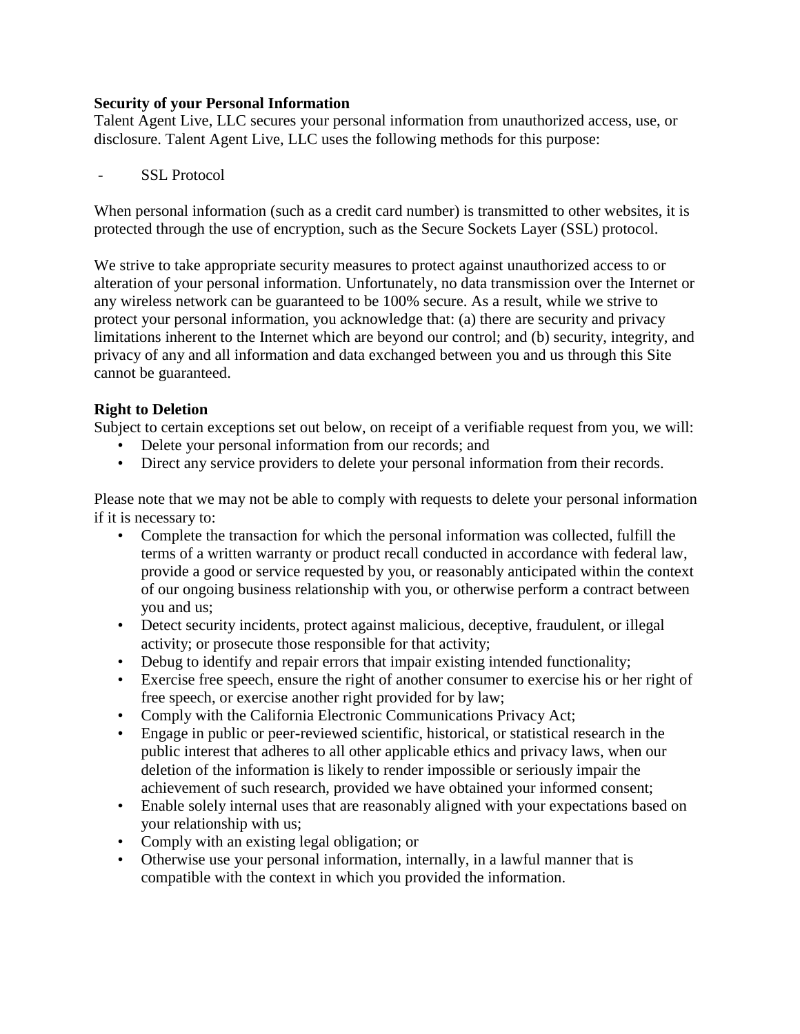**Security of your Personal Information**

Talent Agent Live, LLC secures your personal information from unauthorized access, use, or disclosure. Talent Agent Live, LLC uses the following methods for this purpose:

- SSL Protocol

When personal information (such as a credit card number) is transmitted to other websites, it is protected through the use of encryption, such as the Secure Sockets Layer (SSL) protocol.

We strive to take appropriate security measures to protect against unauthorized access to or alteration of your personal information. Unfortunately, no data transmission over the Internet or any wireless network can be guaranteed to be 100% secure. As a result, while we strive to protect your personal information, you acknowledge that: (a) there are security and privacy limitations inherent to the Internet which are beyond our control; and (b) security, integrity, and privacy of any and all information and data exchanged between you and us through this Site cannot be guaranteed.

**Right to Deletion**

Subject to certain exceptions set out below, on receipt of a verifiable request from you, we will:

- Delete your personal information from our records; and
- Direct any service providers to delete your personal information from their records.

Please note that we may not be able to comply with requests to delete your personal information if it is necessary to:

- Complete the transaction for which the personal information was collected, fulfill the terms of a written warranty or product recall conducted in accordance with federal law, provide a good or service requested by you, or reasonably anticipated within the context of our ongoing business relationship with you, or otherwise perform a contract between you and us;
- Detect security incidents, protect against malicious, deceptive, fraudulent, or illegal activity; or prosecute those responsible for that activity;
- Debug to identify and repair errors that impair existing intended functionality;
- Exercise free speech, ensure the right of another consumer to exercise his or her right of free speech, or exercise another right provided for by law;
- Comply with the California Electronic Communications Privacy Act;
- Engage in public or peer-reviewed scientific, historical, or statistical research in the public interest that adheres to all other applicable ethics and privacy laws, when our deletion of the information is likely to render impossible or seriously impair the achievement of such research, provided we have obtained your informed consent;
- Enable solely internal uses that are reasonably aligned with your expectations based on your relationship with us;
- Comply with an existing legal obligation; or
- Otherwise use your personal information, internally, in a lawful manner that is compatible with the context in which you provided the information.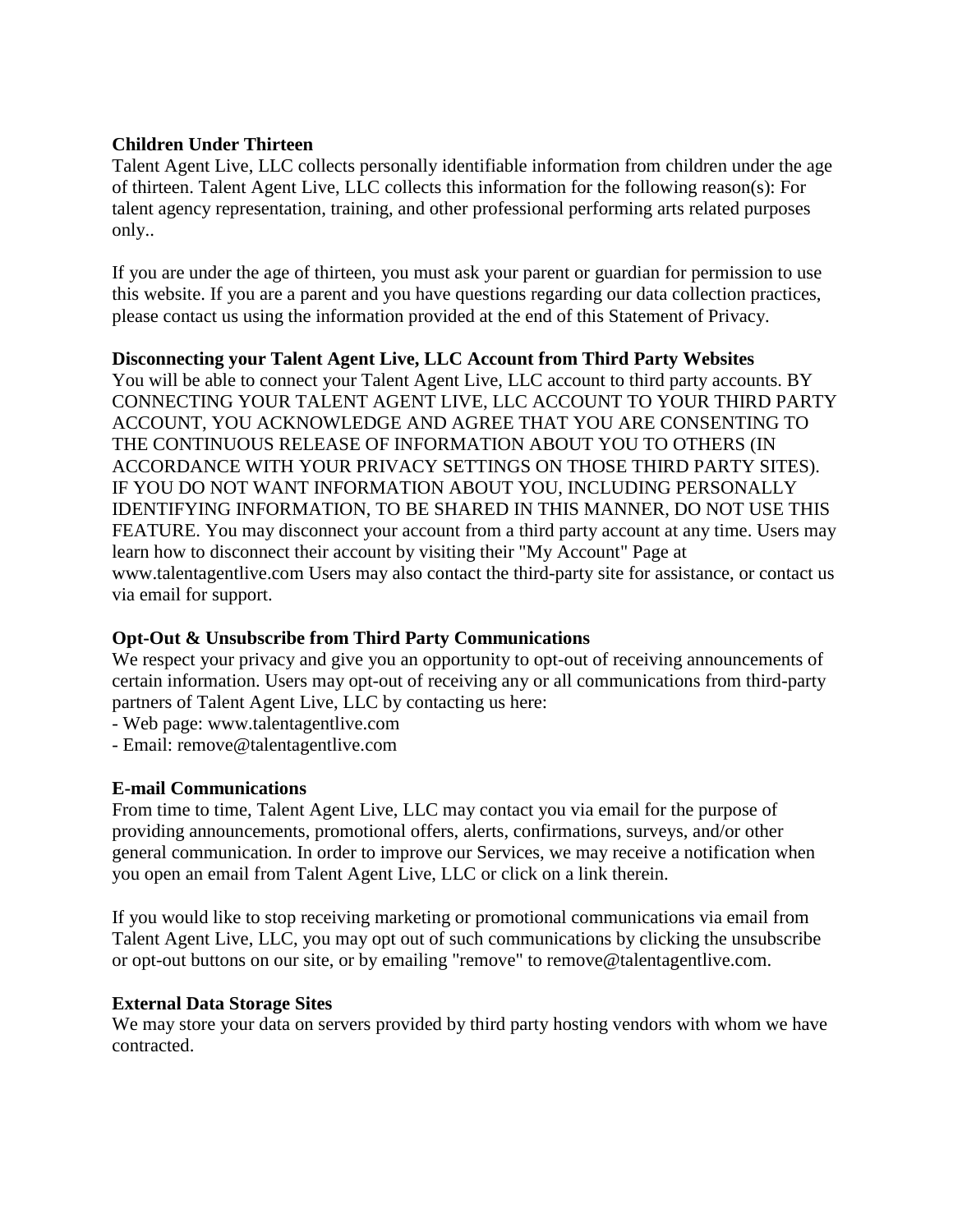**Children Under Thirteen**

Talent Agent Live, LLC collects personally identifiable information from children under the age of thirteen. Talent Agent Live, LLC collects this information for the following reason(s): For talent agency representation, training, and other professional performing arts related purposes only..

If you are under the age of thirteen, you must ask your parent or guardian for permission to use this website. If you are a parent and you have questions regarding our data collection practices, please contact us using the information provided at the end of this Statement of Privacy.

**Disconnecting your Talent Agent Live, LLC Account from Third Party Websites**

You will be able to connect your Talent Agent Live, LLC account to third party accounts. BY CONNECTING YOUR TALENT AGENT LIVE, LLC ACCOUNT TO YOUR THIRD PARTY ACCOUNT, YOU ACKNOWLEDGE AND AGREE THAT YOU ARE CONSENTING TO THE CONTINUOUS RELEASE OF INFORMATION ABOUT YOU TO OTHERS (IN ACCORDANCE WITH YOUR PRIVACY SETTINGS ON THOSE THIRD PARTY SITES). IF YOU DO NOT WANT INFORMATION ABOUT YOU, INCLUDING PERSONALLY IDENTIFYING INFORMATION, TO BE SHARED IN THIS MANNER, DO NOT USE THIS FEATURE. You may disconnect your account from a third party account at any time. Users may learn how to disconnect their account by visiting their "My Account" Page at www.talentagentlive.com Users may also contact the third-party site for assistance, or contact us via email for support.

**Opt-Out & Unsubscribe from Third Party Communications**

We respect your privacy and give you an opportunity to opt-out of receiving announcements of certain information. Users may opt-out of receiving any or all communications from third-party partners of Talent Agent Live, LLC by contacting us here:

- Web page: www.talentagentlive.com
- Email: remove@talentagentlive.com

**E-mail Communications**

From time to time, Talent Agent Live, LLC may contact you via email for the purpose of providing announcements, promotional offers, alerts, confirmations, surveys, and/or other general communication. In order to improve our Services, we may receive a notification when you open an email from Talent Agent Live, LLC or click on a link therein.

If you would like to stop receiving marketing or promotional communications via email from Talent Agent Live, LLC, you may opt out of such communications by clicking the unsubscribe or opt-out buttons on our site, or by emailing "remove" to remove@talentagentlive.com.

**External Data Storage Sites**

We may store your data on servers provided by third party hosting vendors with whom we have contracted.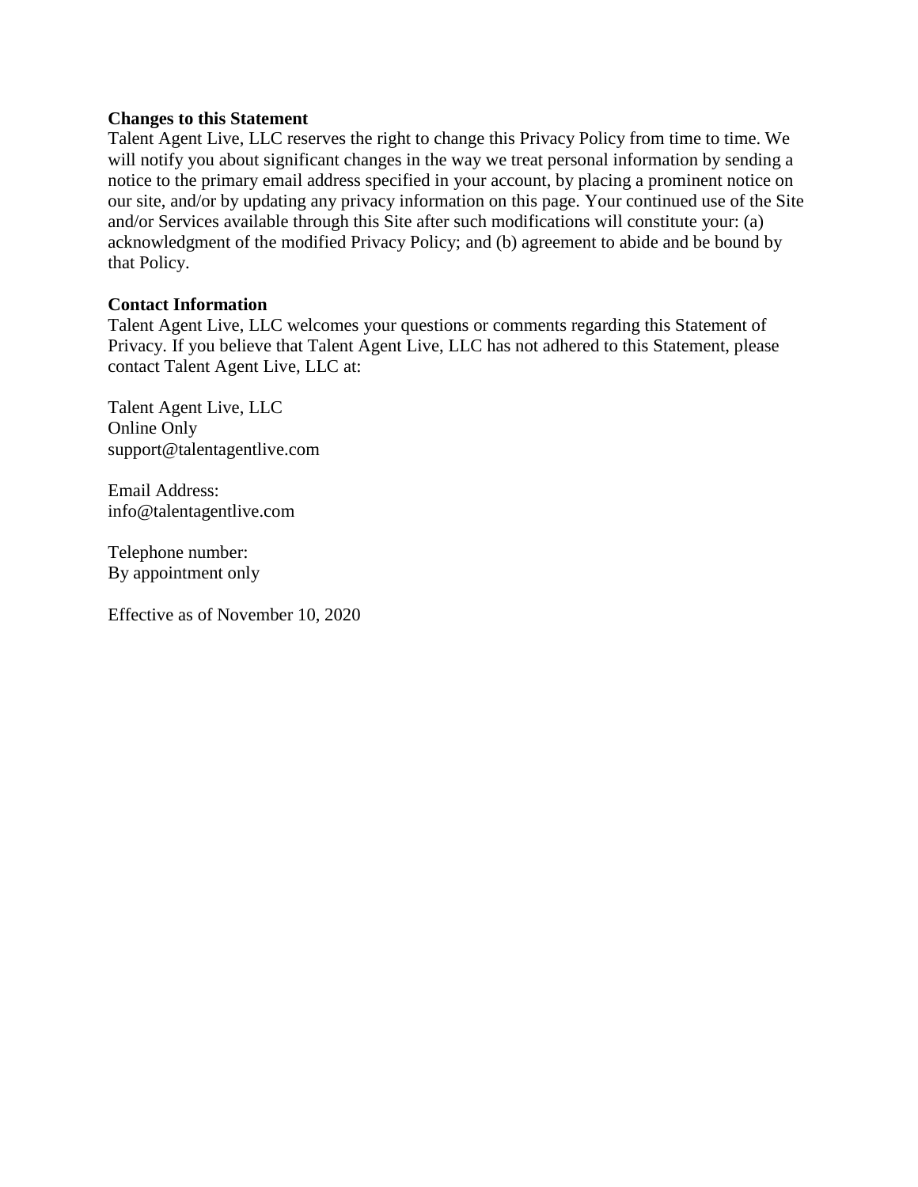**Changes to this Statement**

Talent Agent Live, LLC reserves the right to change this Privacy Policy from time to time. We will notify you about significant changes in the way we treat personal information by sending a notice to the primary email address specified in your account, by placing a prominent notice on our site, and/or by updating any privacy information on this page. Your continued use of the Site and/or Services available through this Site after such modifications will constitute your: (a) acknowledgment of the modified Privacy Policy; and (b) agreement to abide and be bound by that Policy.

**Contact Information**

Talent Agent Live, LLC welcomes your questions or comments regarding this Statement of Privacy. If you believe that Talent Agent Live, LLC has not adhered to this Statement, please contact Talent Agent Live, LLC at:

Talent Agent Live, LLC
Online Only
support@talentagentlive.com

Email Address:
info@talentagentlive.com

Telephone number:
By appointment only

Effective as of November 10, 2020